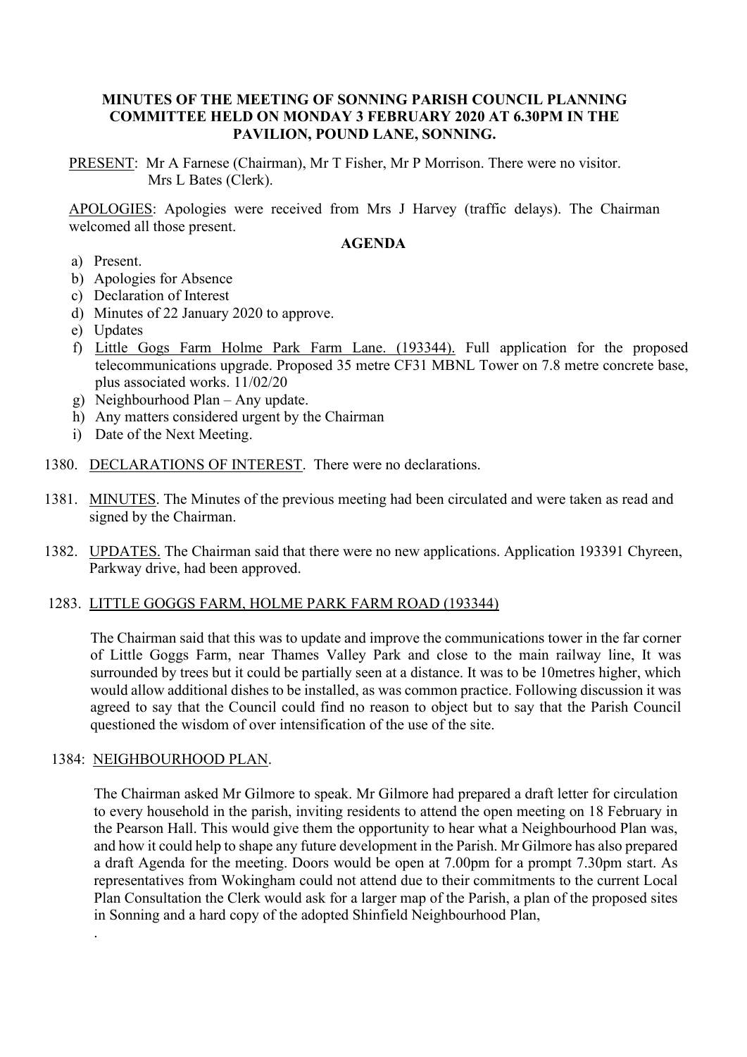**MINUTES OF THE MEETING OF SONNING PARISH COUNCIL PLANNING COMMITTEE HELD ON MONDAY 3 FEBRUARY 2020 AT 6.30PM IN THE PAVILION, POUND LANE, SONNING.**

PRESENT: Mr A Farnese (Chairman), Mr T Fisher, Mr P Morrison. There were no visitor. Mrs L Bates (Clerk).

APOLOGIES: Apologies were received from Mrs J Harvey (traffic delays). The Chairman welcomed all those present.

**AGENDA**

a) Present.
b) Apologies for Absence
c) Declaration of Interest
d) Minutes of 22 January 2020 to approve.
e) Updates
f) Little Gogs Farm Holme Park Farm Lane. (193344). Full application for the proposed telecommunications upgrade. Proposed 35 metre CF31 MBNL Tower on 7.8 metre concrete base, plus associated works. 11/02/20
g) Neighbourhood Plan – Any update.
h) Any matters considered urgent by the Chairman
i) Date of the Next Meeting.

1380. DECLARATIONS OF INTEREST. There were no declarations.

1381. MINUTES. The Minutes of the previous meeting had been circulated and were taken as read and signed by the Chairman.

1382. UPDATES. The Chairman said that there were no new applications. Application 193391 Chyreen, Parkway drive, had been approved.

1283. LITTLE GOGGS FARM, HOLME PARK FARM ROAD (193344)

The Chairman said that this was to update and improve the communications tower in the far corner of Little Goggs Farm, near Thames Valley Park and close to the main railway line, It was surrounded by trees but it could be partially seen at a distance. It was to be 10metres higher, which would allow additional dishes to be installed, as was common practice. Following discussion it was agreed to say that the Council could find no reason to object but to say that the Parish Council questioned the wisdom of over intensification of the use of the site.

1384: NEIGHBOURHOOD PLAN.

The Chairman asked Mr Gilmore to speak. Mr Gilmore had prepared a draft letter for circulation to every household in the parish, inviting residents to attend the open meeting on 18 February in the Pearson Hall. This would give them the opportunity to hear what a Neighbourhood Plan was, and how it could help to shape any future development in the Parish. Mr Gilmore has also prepared a draft Agenda for the meeting. Doors would be open at 7.00pm for a prompt 7.30pm start. As representatives from Wokingham could not attend due to their commitments to the current Local Plan Consultation the Clerk would ask for a larger map of the Parish, a plan of the proposed sites in Sonning and a hard copy of the adopted Shinfield Neighbourhood Plan,

.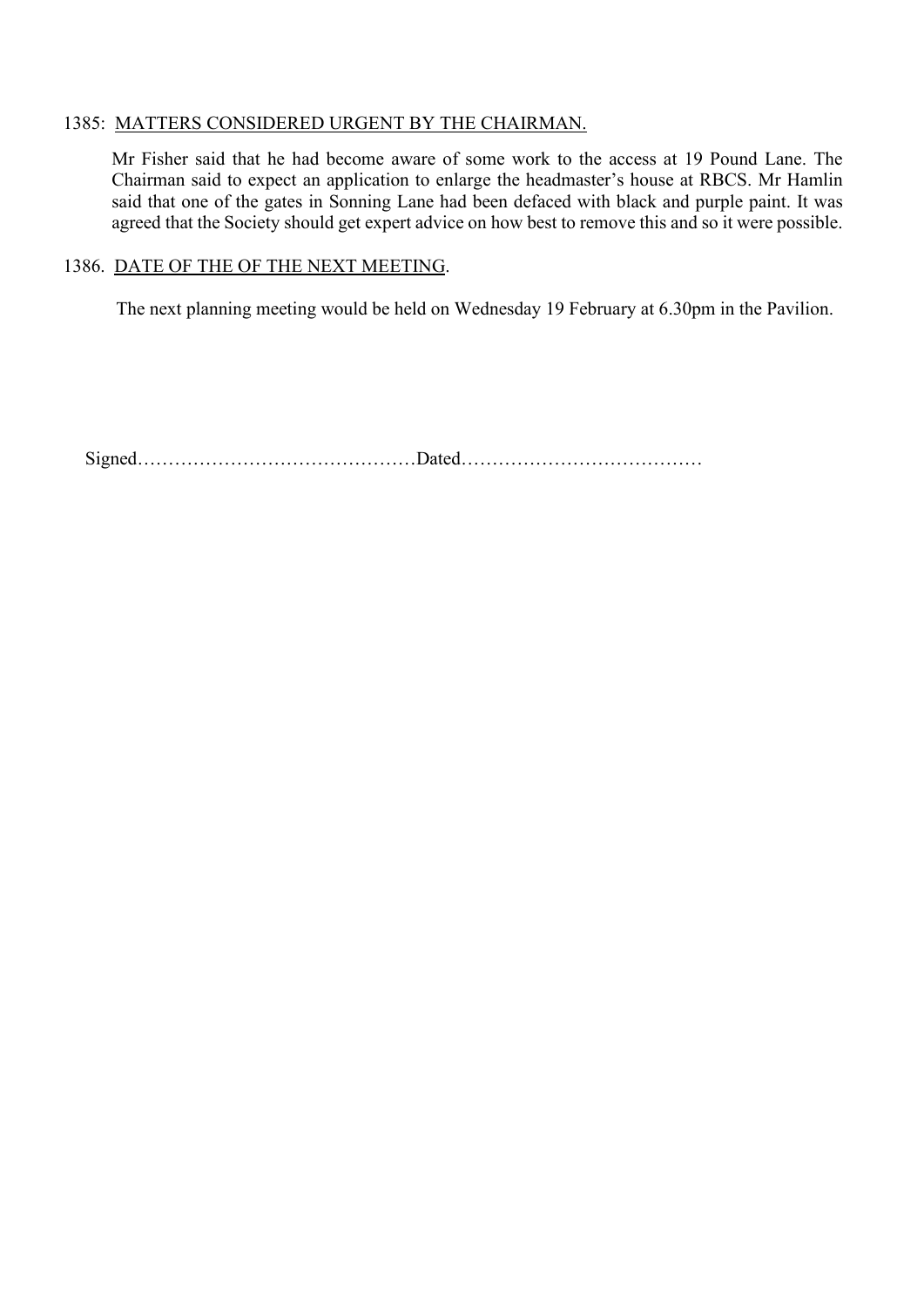1385: <u>MATTERS CONSIDERED URGENT BY THE CHAIRMAN.</u>

Mr Fisher said that he had become aware of some work to the access at 19 Pound Lane. The Chairman said to expect an application to enlarge the headmaster's house at RBCS. Mr Hamlin said that one of the gates in Sonning Lane had been defaced with black and purple paint. It was agreed that the Society should get expert advice on how best to remove this and so it were possible.

1386. <u>DATE OF THE OF THE NEXT MEETING</u>.

The next planning meeting would be held on Wednesday 19 February at 6.30pm in the Pavilion.

Signed………………………………………Dated…………………………………